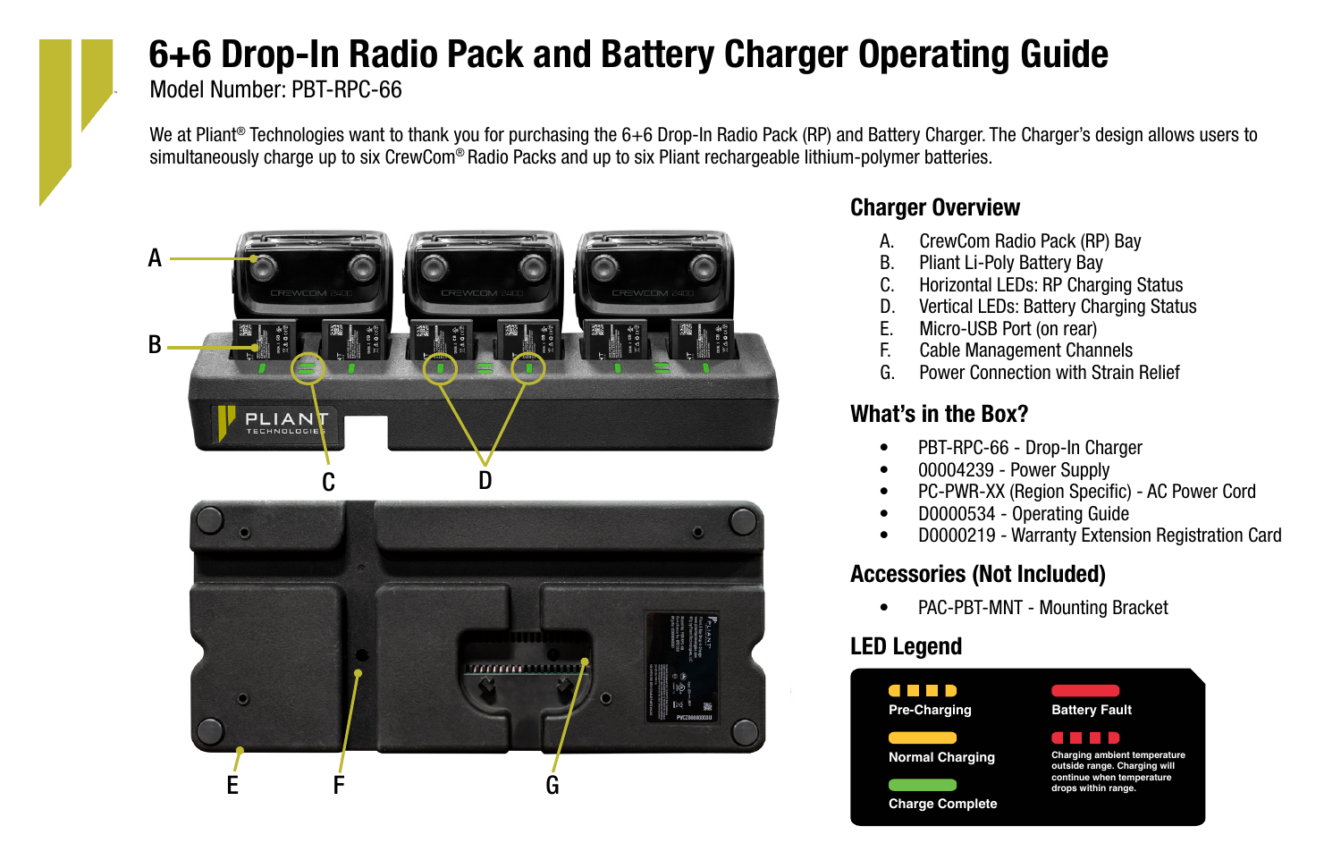# 6+6 Drop-In Radio Pack and Battery Charger Operating Guide

Model Number: PBT-RPC-66

We at Pliant® Technologies want to thank you for purchasing the 6+6 Drop-In Radio Pack (RP) and Battery Charger. The Charger's design allows users to simultaneously charge up to six CrewCom® Radio Packs and up to six Pliant rechargeable lithium-polymer batteries.

## Charger Overview

A. CrewCom Radio Pack (RP) Bay
B. Pliant Li-Poly Battery Bay
C. Horizontal LEDs: RP Charging Status
D. Vertical LEDs: Battery Charging Status
E. Micro-USB Port (on rear)
F. Cable Management Channels
G. Power Connection with Strain Relief

## What's in the Box?

- PBT-RPC-66 - Drop-In Charger
- 00004239 - Power Supply
- PC-PWR-XX (Region Specific) - AC Power Cord
- D0000534 - Operating Guide
- D0000219 - Warranty Extension Registration Card

## Accessories (Not Included)

- PAC-PBT-MNT - Mounting Bracket

## LED Legend

- Pre-Charging
- Normal Charging
- Charge Complete
- Battery Fault
- Charging ambient temperature outside range. Charging will continue when temperature drops within range.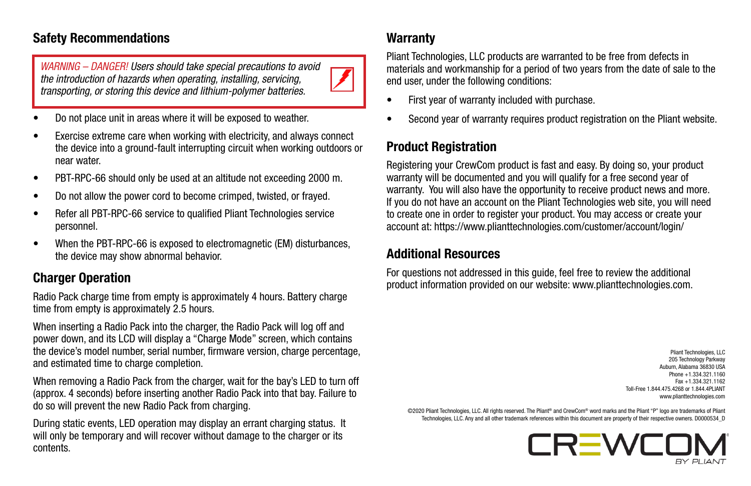## Safety Recommendations

> *WARNING – DANGER! Users should take special precautions to avoid the introduction of hazards when operating, installing, servicing, transporting, or storing this device and lithium-polymer batteries.*

- Do not place unit in areas where it will be exposed to weather.
- Exercise extreme care when working with electricity, and always connect the device into a ground-fault interrupting circuit when working outdoors or near water.
- PBT-RPC-66 should only be used at an altitude not exceeding 2000 m.
- Do not allow the power cord to become crimped, twisted, or frayed.
- Refer all PBT-RPC-66 service to qualified Pliant Technologies service personnel.
- When the PBT-RPC-66 is exposed to electromagnetic (EM) disturbances, the device may show abnormal behavior.

## Charger Operation

Radio Pack charge time from empty is approximately 4 hours. Battery charge time from empty is approximately 2.5 hours.

When inserting a Radio Pack into the charger, the Radio Pack will log off and power down, and its LCD will display a "Charge Mode" screen, which contains the device's model number, serial number, firmware version, charge percentage, and estimated time to charge completion.

When removing a Radio Pack from the charger, wait for the bay's LED to turn off (approx. 4 seconds) before inserting another Radio Pack into that bay. Failure to do so will prevent the new Radio Pack from charging.

During static events, LED operation may display an errant charging status. It will only be temporary and will recover without damage to the charger or its contents.

## Warranty

Pliant Technologies, LLC products are warranted to be free from defects in materials and workmanship for a period of two years from the date of sale to the end user, under the following conditions:

- First year of warranty included with purchase.
- Second year of warranty requires product registration on the Pliant website.

## Product Registration

Registering your CrewCom product is fast and easy. By doing so, your product warranty will be documented and you will qualify for a free second year of warranty. You will also have the opportunity to receive product news and more. If you do not have an account on the Pliant Technologies web site, you will need to create one in order to register your product. You may access or create your account at: https://www.plianttechnologies.com/customer/account/login/

## Additional Resources

For questions not addressed in this guide, feel free to review the additional product information provided on our website: www.plianttechnologies.com.

Pliant Technologies, LLC
205 Technology Parkway
Auburn, Alabama 36830 USA
Phone +1.334.321.1160
Fax +1.334.321.1162
Toll-Free 1.844.475.4268 or 1.844.4PLIANT
www.plianttechnologies.com

©2020 Pliant Technologies, LLC. All rights reserved. The Pliant® and CrewCom® word marks and the Pliant "P" logo are trademarks of Pliant Technologies, LLC. Any and all other trademark references within this document are property of their respective owners. D0000534_D

CREWCOM BY PLIANT